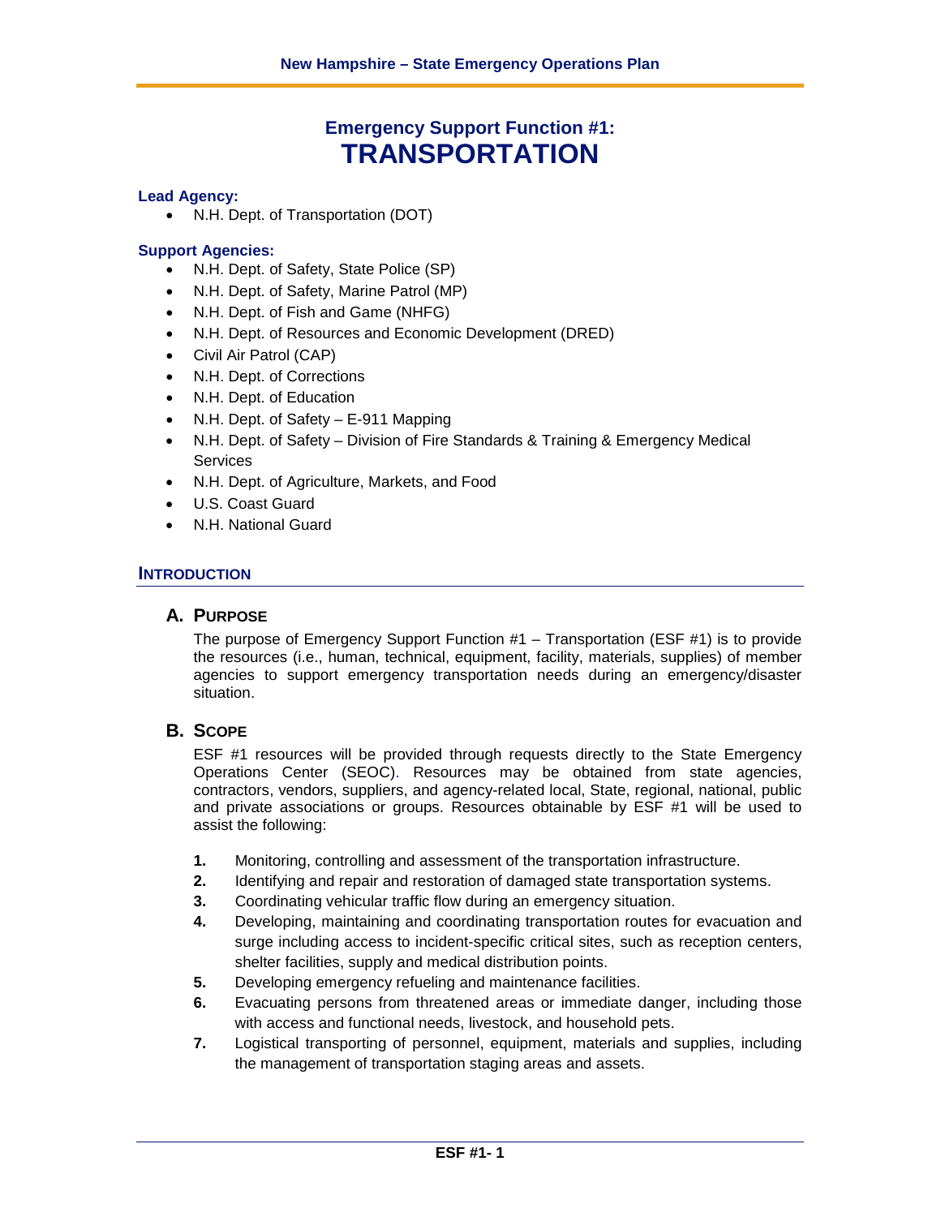# Emergency Support Function #1: TRANSPORTATION

**Lead Agency:**

- N.H. Dept. of Transportation (DOT)

**Support Agencies:**

- N.H. Dept. of Safety, State Police (SP)
- N.H. Dept. of Safety, Marine Patrol (MP)
- N.H. Dept. of Fish and Game (NHFG)
- N.H. Dept. of Resources and Economic Development (DRED)
- Civil Air Patrol (CAP)
- N.H. Dept. of Corrections
- N.H. Dept. of Education
- N.H. Dept. of Safety – E-911 Mapping
- N.H. Dept. of Safety – Division of Fire Standards & Training & Emergency Medical Services
- N.H. Dept. of Agriculture, Markets, and Food
- U.S. Coast Guard
- N.H. National Guard

## INTRODUCTION

### A. PURPOSE

The purpose of Emergency Support Function #1 – Transportation (ESF #1) is to provide the resources (i.e., human, technical, equipment, facility, materials, supplies) of member agencies to support emergency transportation needs during an emergency/disaster situation.

### B. SCOPE

ESF #1 resources will be provided through requests directly to the State Emergency Operations Center (SEOC). Resources may be obtained from state agencies, contractors, vendors, suppliers, and agency-related local, State, regional, national, public and private associations or groups. Resources obtainable by ESF #1 will be used to assist the following:

1. Monitoring, controlling and assessment of the transportation infrastructure.
2. Identifying and repair and restoration of damaged state transportation systems.
3. Coordinating vehicular traffic flow during an emergency situation.
4. Developing, maintaining and coordinating transportation routes for evacuation and surge including access to incident-specific critical sites, such as reception centers, shelter facilities, supply and medical distribution points.
5. Developing emergency refueling and maintenance facilities.
6. Evacuating persons from threatened areas or immediate danger, including those with access and functional needs, livestock, and household pets.
7. Logistical transporting of personnel, equipment, materials and supplies, including the management of transportation staging areas and assets.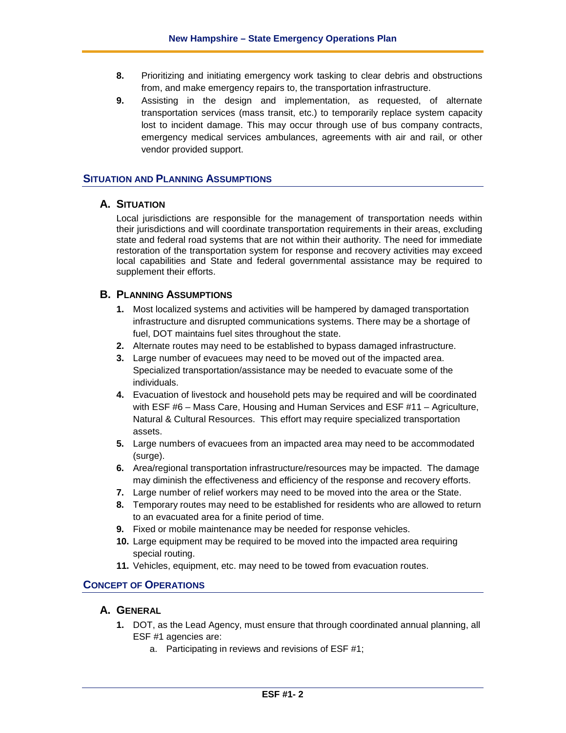8. Prioritizing and initiating emergency work tasking to clear debris and obstructions from, and make emergency repairs to, the transportation infrastructure.
9. Assisting in the design and implementation, as requested, of alternate transportation services (mass transit, etc.) to temporarily replace system capacity lost to incident damage. This may occur through use of bus company contracts, emergency medical services ambulances, agreements with air and rail, or other vendor provided support.

## Situation and Planning Assumptions

### A. Situation

Local jurisdictions are responsible for the management of transportation needs within their jurisdictions and will coordinate transportation requirements in their areas, excluding state and federal road systems that are not within their authority. The need for immediate restoration of the transportation system for response and recovery activities may exceed local capabilities and State and federal governmental assistance may be required to supplement their efforts.

### B. Planning Assumptions

1. Most localized systems and activities will be hampered by damaged transportation infrastructure and disrupted communications systems. There may be a shortage of fuel, DOT maintains fuel sites throughout the state.
2. Alternate routes may need to be established to bypass damaged infrastructure.
3. Large number of evacuees may need to be moved out of the impacted area. Specialized transportation/assistance may be needed to evacuate some of the individuals.
4. Evacuation of livestock and household pets may be required and will be coordinated with ESF #6 – Mass Care, Housing and Human Services and ESF #11 – Agriculture, Natural & Cultural Resources. This effort may require specialized transportation assets.
5. Large numbers of evacuees from an impacted area may need to be accommodated (surge).
6. Area/regional transportation infrastructure/resources may be impacted. The damage may diminish the effectiveness and efficiency of the response and recovery efforts.
7. Large number of relief workers may need to be moved into the area or the State.
8. Temporary routes may need to be established for residents who are allowed to return to an evacuated area for a finite period of time.
9. Fixed or mobile maintenance may be needed for response vehicles.
10. Large equipment may be required to be moved into the impacted area requiring special routing.
11. Vehicles, equipment, etc. may need to be towed from evacuation routes.

## Concept of Operations

### A. General

1. DOT, as the Lead Agency, must ensure that through coordinated annual planning, all ESF #1 agencies are:
   a. Participating in reviews and revisions of ESF #1;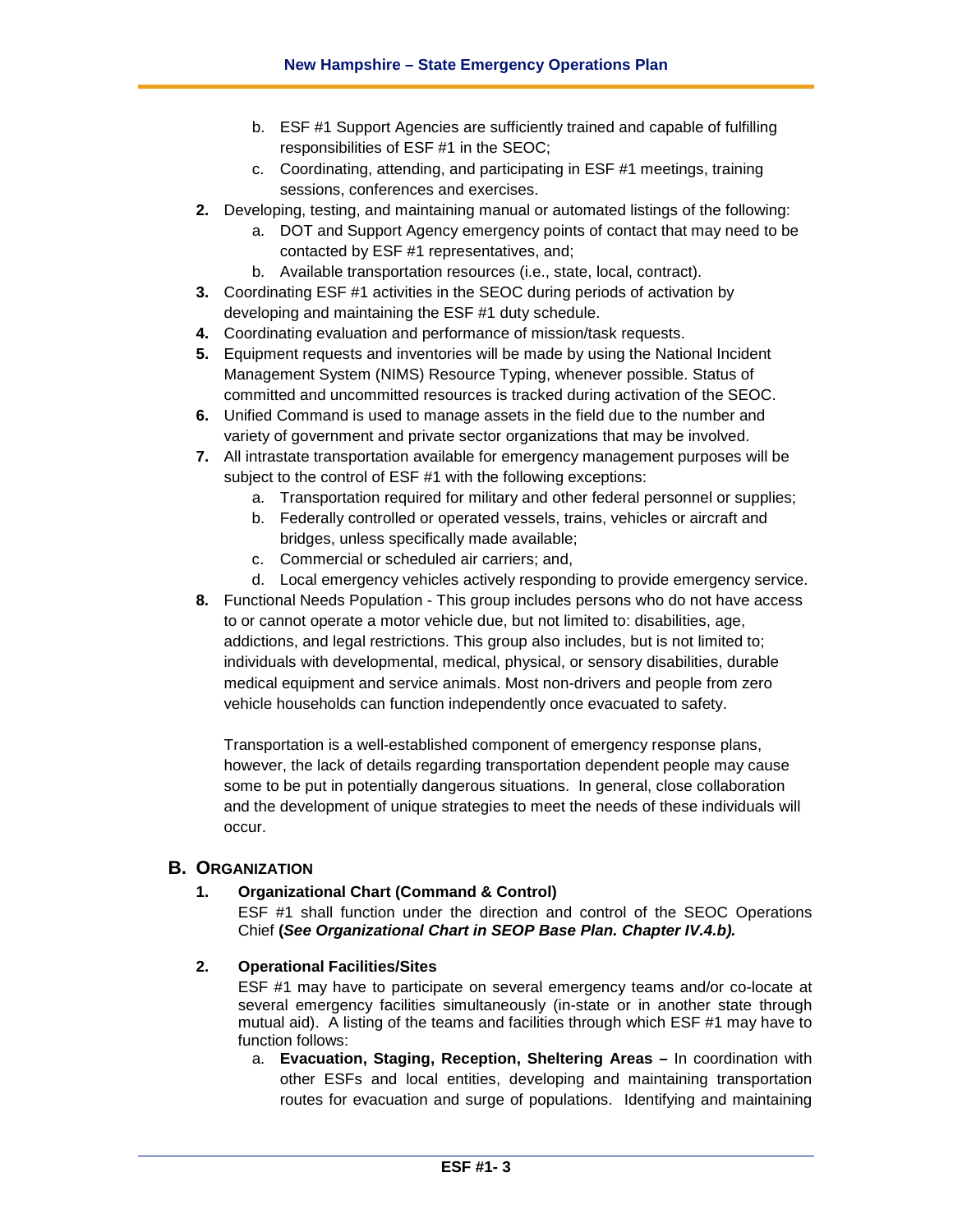b. ESF #1 Support Agencies are sufficiently trained and capable of fulfilling responsibilities of ESF #1 in the SEOC;
   c. Coordinating, attending, and participating in ESF #1 meetings, training sessions, conferences and exercises.

2. Developing, testing, and maintaining manual or automated listings of the following:
   a. DOT and Support Agency emergency points of contact that may need to be contacted by ESF #1 representatives, and;
   b. Available transportation resources (i.e., state, local, contract).
3. Coordinating ESF #1 activities in the SEOC during periods of activation by developing and maintaining the ESF #1 duty schedule.
4. Coordinating evaluation and performance of mission/task requests.
5. Equipment requests and inventories will be made by using the National Incident Management System (NIMS) Resource Typing, whenever possible. Status of committed and uncommitted resources is tracked during activation of the SEOC.
6. Unified Command is used to manage assets in the field due to the number and variety of government and private sector organizations that may be involved.
7. All intrastate transportation available for emergency management purposes will be subject to the control of ESF #1 with the following exceptions:
   a. Transportation required for military and other federal personnel or supplies;
   b. Federally controlled or operated vessels, trains, vehicles or aircraft and bridges, unless specifically made available;
   c. Commercial or scheduled air carriers; and,
   d. Local emergency vehicles actively responding to provide emergency service.
8. Functional Needs Population - This group includes persons who do not have access to or cannot operate a motor vehicle due, but not limited to: disabilities, age, addictions, and legal restrictions. This group also includes, but is not limited to; individuals with developmental, medical, physical, or sensory disabilities, durable medical equipment and service animals. Most non-drivers and people from zero vehicle households can function independently once evacuated to safety.

   Transportation is a well-established component of emergency response plans, however, the lack of details regarding transportation dependent people may cause some to be put in potentially dangerous situations. In general, close collaboration and the development of unique strategies to meet the needs of these individuals will occur.

## B. Organization

### 1. Organizational Chart (Command & Control)

ESF #1 shall function under the direction and control of the SEOC Operations Chief **(*See Organizational Chart in SEOP Base Plan. Chapter IV.4.b).***

### 2. Operational Facilities/Sites

ESF #1 may have to participate on several emergency teams and/or co-locate at several emergency facilities simultaneously (in-state or in another state through mutual aid). A listing of the teams and facilities through which ESF #1 may have to function follows:

a. **Evacuation, Staging, Reception, Sheltering Areas –** In coordination with other ESFs and local entities, developing and maintaining transportation routes for evacuation and surge of populations. Identifying and maintaining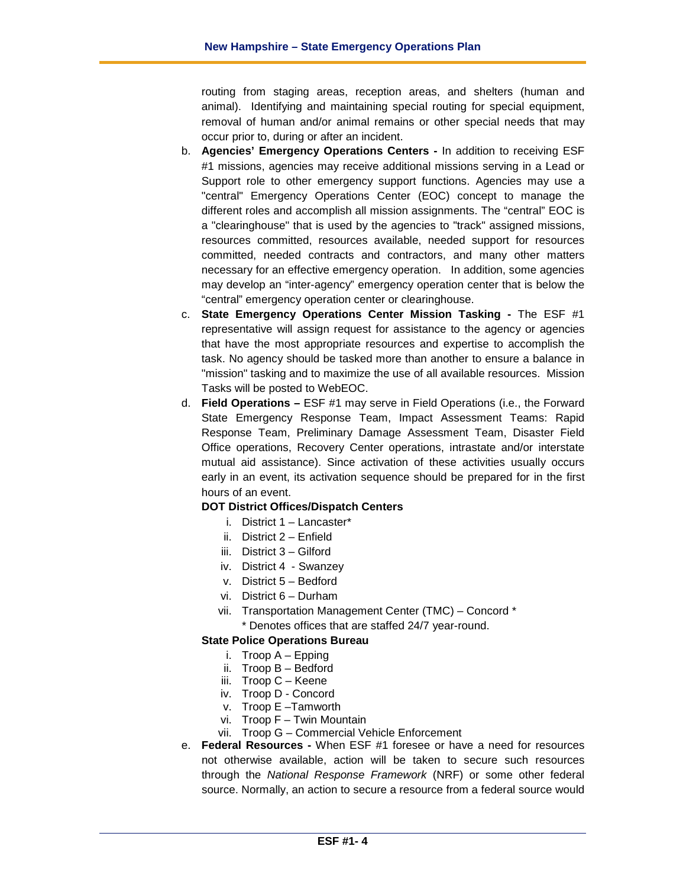routing from staging areas, reception areas, and shelters (human and animal). Identifying and maintaining special routing for special equipment, removal of human and/or animal remains or other special needs that may occur prior to, during or after an incident.

b. **Agencies' Emergency Operations Centers -** In addition to receiving ESF #1 missions, agencies may receive additional missions serving in a Lead or Support role to other emergency support functions. Agencies may use a "central" Emergency Operations Center (EOC) concept to manage the different roles and accomplish all mission assignments. The "central" EOC is a "clearinghouse" that is used by the agencies to "track" assigned missions, resources committed, resources available, needed support for resources committed, needed contracts and contractors, and many other matters necessary for an effective emergency operation. In addition, some agencies may develop an "inter-agency" emergency operation center that is below the "central" emergency operation center or clearinghouse.

c. **State Emergency Operations Center Mission Tasking -** The ESF #1 representative will assign request for assistance to the agency or agencies that have the most appropriate resources and expertise to accomplish the task. No agency should be tasked more than another to ensure a balance in "mission" tasking and to maximize the use of all available resources. Mission Tasks will be posted to WebEOC.

d. **Field Operations –** ESF #1 may serve in Field Operations (i.e., the Forward State Emergency Response Team, Impact Assessment Teams: Rapid Response Team, Preliminary Damage Assessment Team, Disaster Field Office operations, Recovery Center operations, intrastate and/or interstate mutual aid assistance). Since activation of these activities usually occurs early in an event, its activation sequence should be prepared for in the first hours of an event.

   **DOT District Offices/Dispatch Centers**

   i. District 1 – Lancaster*
   ii. District 2 – Enfield
   iii. District 3 – Gilford
   iv. District 4 - Swanzey
   v. District 5 – Bedford
   vi. District 6 – Durham
   vii. Transportation Management Center (TMC) – Concord *

   * Denotes offices that are staffed 24/7 year-round.

   **State Police Operations Bureau**

   i. Troop A – Epping
   ii. Troop B – Bedford
   iii. Troop C – Keene
   iv. Troop D - Concord
   v. Troop E –Tamworth
   vi. Troop F – Twin Mountain
   vii. Troop G – Commercial Vehicle Enforcement

e. **Federal Resources -** When ESF #1 foresee or have a need for resources not otherwise available, action will be taken to secure such resources through the *National Response Framework* (NRF) or some other federal source. Normally, an action to secure a resource from a federal source would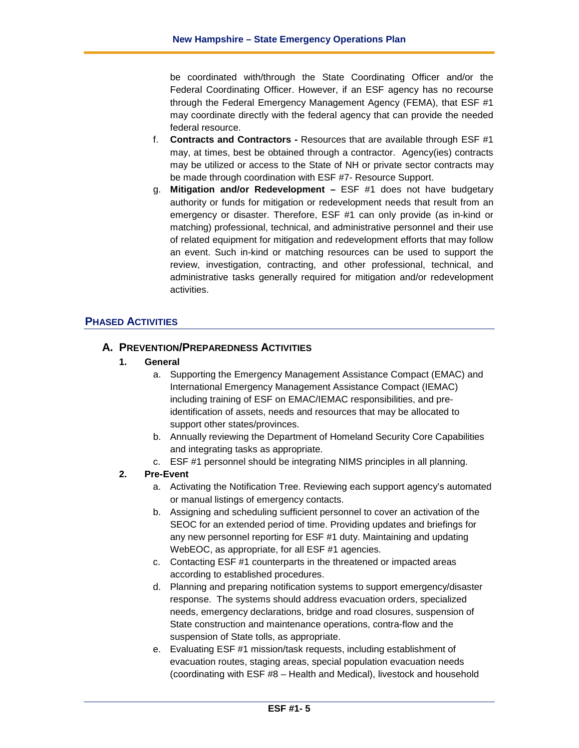be coordinated with/through the State Coordinating Officer and/or the Federal Coordinating Officer. However, if an ESF agency has no recourse through the Federal Emergency Management Agency (FEMA), that ESF #1 may coordinate directly with the federal agency that can provide the needed federal resource.

f. **Contracts and Contractors -** Resources that are available through ESF #1 may, at times, best be obtained through a contractor. Agency(ies) contracts may be utilized or access to the State of NH or private sector contracts may be made through coordination with ESF #7- Resource Support.

g. **Mitigation and/or Redevelopment –** ESF #1 does not have budgetary authority or funds for mitigation or redevelopment needs that result from an emergency or disaster. Therefore, ESF #1 can only provide (as in-kind or matching) professional, technical, and administrative personnel and their use of related equipment for mitigation and redevelopment efforts that may follow an event. Such in-kind or matching resources can be used to support the review, investigation, contracting, and other professional, technical, and administrative tasks generally required for mitigation and/or redevelopment activities.

## PHASED ACTIVITIES

### A. PREVENTION/PREPAREDNESS ACTIVITIES

**1. General**

a. Supporting the Emergency Management Assistance Compact (EMAC) and International Emergency Management Assistance Compact (IEMAC) including training of ESF on EMAC/IEMAC responsibilities, and pre-identification of assets, needs and resources that may be allocated to support other states/provinces.

b. Annually reviewing the Department of Homeland Security Core Capabilities and integrating tasks as appropriate.

c. ESF #1 personnel should be integrating NIMS principles in all planning.

**2. Pre-Event**

a. Activating the Notification Tree. Reviewing each support agency's automated or manual listings of emergency contacts.

b. Assigning and scheduling sufficient personnel to cover an activation of the SEOC for an extended period of time. Providing updates and briefings for any new personnel reporting for ESF #1 duty. Maintaining and updating WebEOC, as appropriate, for all ESF #1 agencies.

c. Contacting ESF #1 counterparts in the threatened or impacted areas according to established procedures.

d. Planning and preparing notification systems to support emergency/disaster response. The systems should address evacuation orders, specialized needs, emergency declarations, bridge and road closures, suspension of State construction and maintenance operations, contra-flow and the suspension of State tolls, as appropriate.

e. Evaluating ESF #1 mission/task requests, including establishment of evacuation routes, staging areas, special population evacuation needs (coordinating with ESF #8 – Health and Medical), livestock and household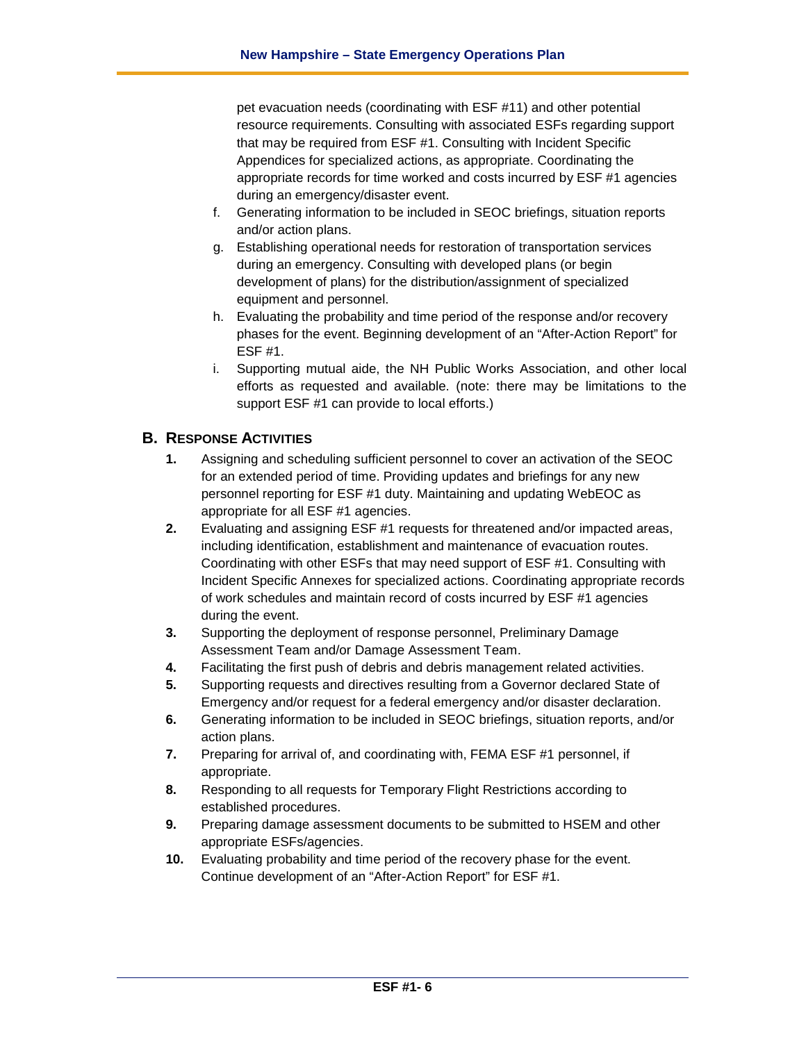pet evacuation needs (coordinating with ESF #11) and other potential resource requirements. Consulting with associated ESFs regarding support that may be required from ESF #1. Consulting with Incident Specific Appendices for specialized actions, as appropriate. Coordinating the appropriate records for time worked and costs incurred by ESF #1 agencies during an emergency/disaster event.

f. Generating information to be included in SEOC briefings, situation reports and/or action plans.
g. Establishing operational needs for restoration of transportation services during an emergency. Consulting with developed plans (or begin development of plans) for the distribution/assignment of specialized equipment and personnel.
h. Evaluating the probability and time period of the response and/or recovery phases for the event. Beginning development of an "After-Action Report" for ESF #1.
i. Supporting mutual aide, the NH Public Works Association, and other local efforts as requested and available. (note: there may be limitations to the support ESF #1 can provide to local efforts.)

## B. Response Activities

1. Assigning and scheduling sufficient personnel to cover an activation of the SEOC for an extended period of time. Providing updates and briefings for any new personnel reporting for ESF #1 duty. Maintaining and updating WebEOC as appropriate for all ESF #1 agencies.
2. Evaluating and assigning ESF #1 requests for threatened and/or impacted areas, including identification, establishment and maintenance of evacuation routes. Coordinating with other ESFs that may need support of ESF #1. Consulting with Incident Specific Annexes for specialized actions. Coordinating appropriate records of work schedules and maintain record of costs incurred by ESF #1 agencies during the event.
3. Supporting the deployment of response personnel, Preliminary Damage Assessment Team and/or Damage Assessment Team.
4. Facilitating the first push of debris and debris management related activities.
5. Supporting requests and directives resulting from a Governor declared State of Emergency and/or request for a federal emergency and/or disaster declaration.
6. Generating information to be included in SEOC briefings, situation reports, and/or action plans.
7. Preparing for arrival of, and coordinating with, FEMA ESF #1 personnel, if appropriate.
8. Responding to all requests for Temporary Flight Restrictions according to established procedures.
9. Preparing damage assessment documents to be submitted to HSEM and other appropriate ESFs/agencies.
10. Evaluating probability and time period of the recovery phase for the event. Continue development of an "After-Action Report" for ESF #1.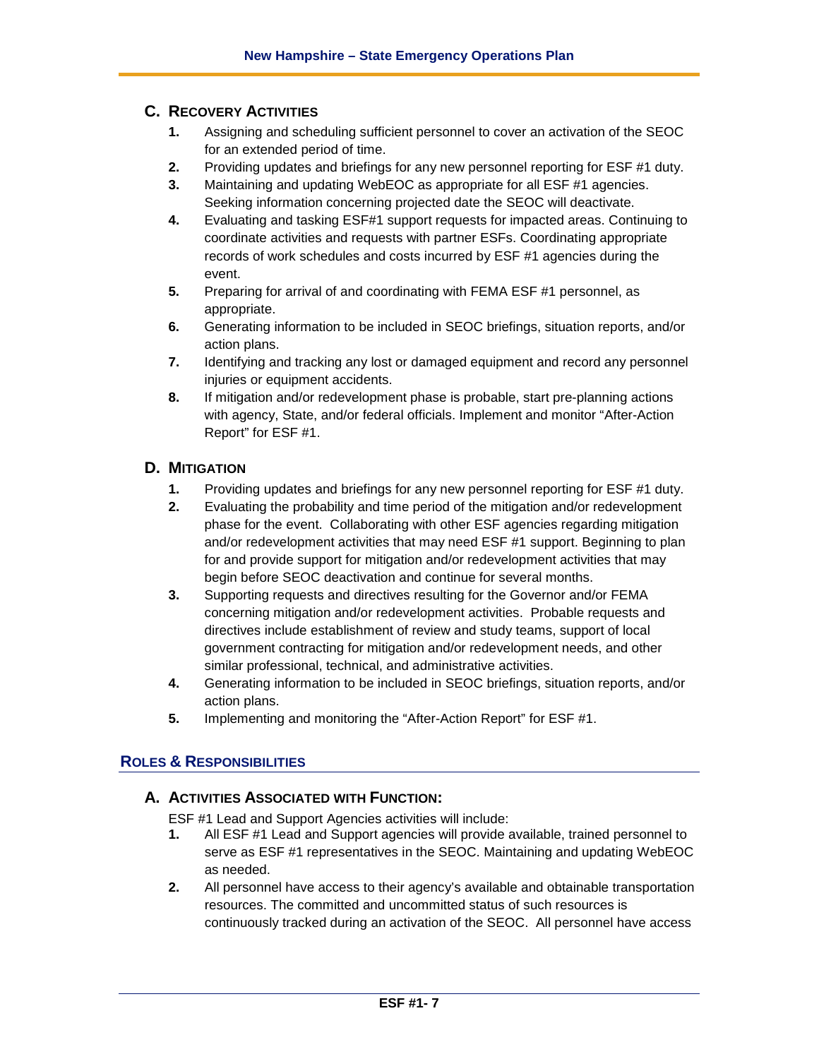### C. Recovery Activities

1. Assigning and scheduling sufficient personnel to cover an activation of the SEOC for an extended period of time.
2. Providing updates and briefings for any new personnel reporting for ESF #1 duty.
3. Maintaining and updating WebEOC as appropriate for all ESF #1 agencies. Seeking information concerning projected date the SEOC will deactivate.
4. Evaluating and tasking ESF#1 support requests for impacted areas. Continuing to coordinate activities and requests with partner ESFs. Coordinating appropriate records of work schedules and costs incurred by ESF #1 agencies during the event.
5. Preparing for arrival of and coordinating with FEMA ESF #1 personnel, as appropriate.
6. Generating information to be included in SEOC briefings, situation reports, and/or action plans.
7. Identifying and tracking any lost or damaged equipment and record any personnel injuries or equipment accidents.
8. If mitigation and/or redevelopment phase is probable, start pre-planning actions with agency, State, and/or federal officials. Implement and monitor "After-Action Report" for ESF #1.

### D. Mitigation

1. Providing updates and briefings for any new personnel reporting for ESF #1 duty.
2. Evaluating the probability and time period of the mitigation and/or redevelopment phase for the event. Collaborating with other ESF agencies regarding mitigation and/or redevelopment activities that may need ESF #1 support. Beginning to plan for and provide support for mitigation and/or redevelopment activities that may begin before SEOC deactivation and continue for several months.
3. Supporting requests and directives resulting for the Governor and/or FEMA concerning mitigation and/or redevelopment activities. Probable requests and directives include establishment of review and study teams, support of local government contracting for mitigation and/or redevelopment needs, and other similar professional, technical, and administrative activities.
4. Generating information to be included in SEOC briefings, situation reports, and/or action plans.
5. Implementing and monitoring the "After-Action Report" for ESF #1.

## Roles & Responsibilities

### A. Activities Associated with Function:

ESF #1 Lead and Support Agencies activities will include:

1. All ESF #1 Lead and Support agencies will provide available, trained personnel to serve as ESF #1 representatives in the SEOC. Maintaining and updating WebEOC as needed.
2. All personnel have access to their agency's available and obtainable transportation resources. The committed and uncommitted status of such resources is continuously tracked during an activation of the SEOC. All personnel have access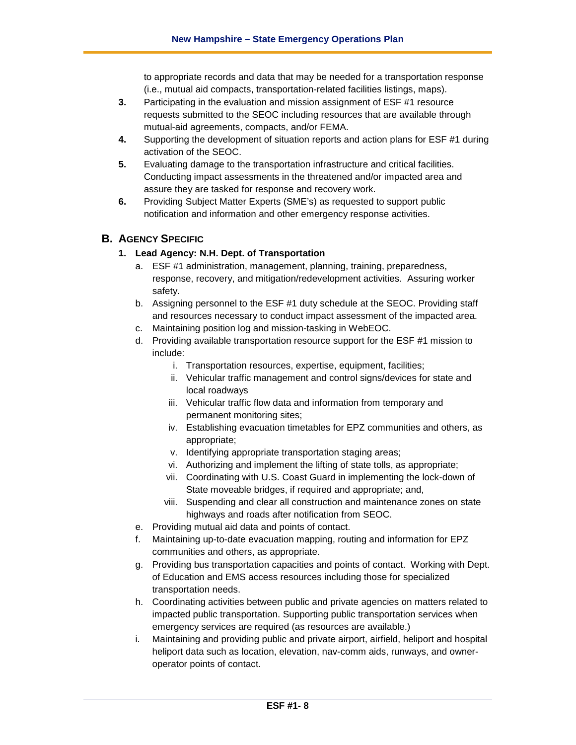to appropriate records and data that may be needed for a transportation response (i.e., mutual aid compacts, transportation-related facilities listings, maps).

**3.** Participating in the evaluation and mission assignment of ESF #1 resource requests submitted to the SEOC including resources that are available through mutual-aid agreements, compacts, and/or FEMA.

**4.** Supporting the development of situation reports and action plans for ESF #1 during activation of the SEOC.

**5.** Evaluating damage to the transportation infrastructure and critical facilities. Conducting impact assessments in the threatened and/or impacted area and assure they are tasked for response and recovery work.

**6.** Providing Subject Matter Experts (SME's) as requested to support public notification and information and other emergency response activities.

## B. Agency Specific

### 1. Lead Agency: N.H. Dept. of Transportation

a. ESF #1 administration, management, planning, training, preparedness, response, recovery, and mitigation/redevelopment activities. Assuring worker safety.

b. Assigning personnel to the ESF #1 duty schedule at the SEOC. Providing staff and resources necessary to conduct impact assessment of the impacted area.

c. Maintaining position log and mission-tasking in WebEOC.

d. Providing available transportation resource support for the ESF #1 mission to include:

   i. Transportation resources, expertise, equipment, facilities;

   ii. Vehicular traffic management and control signs/devices for state and local roadways

   iii. Vehicular traffic flow data and information from temporary and permanent monitoring sites;

   iv. Establishing evacuation timetables for EPZ communities and others, as appropriate;

   v. Identifying appropriate transportation staging areas;

   vi. Authorizing and implement the lifting of state tolls, as appropriate;

   vii. Coordinating with U.S. Coast Guard in implementing the lock-down of State moveable bridges, if required and appropriate; and,

   viii. Suspending and clear all construction and maintenance zones on state highways and roads after notification from SEOC.

e. Providing mutual aid data and points of contact.

f. Maintaining up-to-date evacuation mapping, routing and information for EPZ communities and others, as appropriate.

g. Providing bus transportation capacities and points of contact. Working with Dept. of Education and EMS access resources including those for specialized transportation needs.

h. Coordinating activities between public and private agencies on matters related to impacted public transportation. Supporting public transportation services when emergency services are required (as resources are available.)

i. Maintaining and providing public and private airport, airfield, heliport and hospital heliport data such as location, elevation, nav-comm aids, runways, and owner-operator points of contact.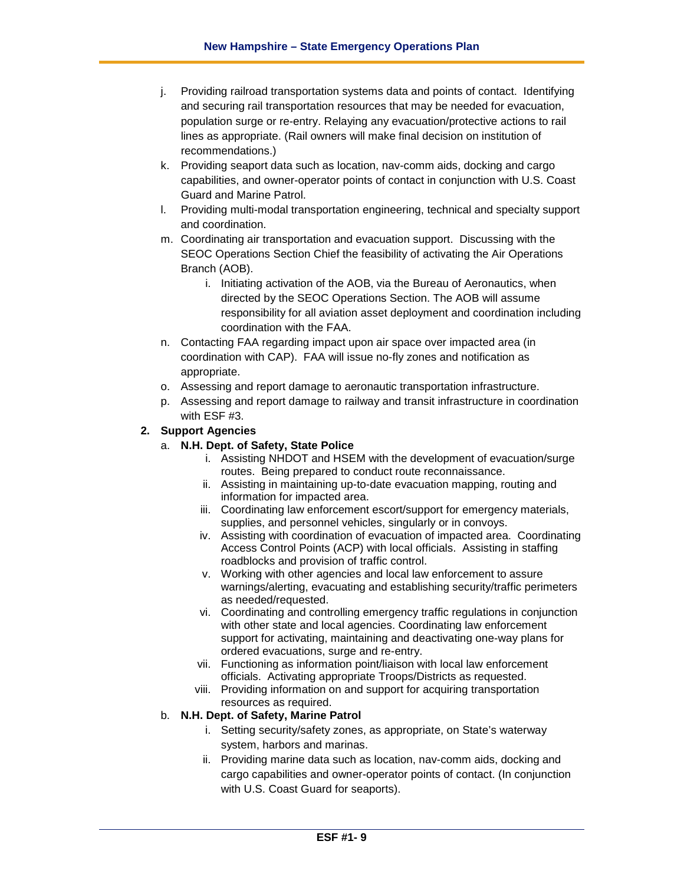j. Providing railroad transportation systems data and points of contact. Identifying and securing rail transportation resources that may be needed for evacuation, population surge or re-entry. Relaying any evacuation/protective actions to rail lines as appropriate. (Rail owners will make final decision on institution of recommendations.)
k. Providing seaport data such as location, nav-comm aids, docking and cargo capabilities, and owner-operator points of contact in conjunction with U.S. Coast Guard and Marine Patrol.
l. Providing multi-modal transportation engineering, technical and specialty support and coordination.
m. Coordinating air transportation and evacuation support. Discussing with the SEOC Operations Section Chief the feasibility of activating the Air Operations Branch (AOB).
    i. Initiating activation of the AOB, via the Bureau of Aeronautics, when directed by the SEOC Operations Section. The AOB will assume responsibility for all aviation asset deployment and coordination including coordination with the FAA.
n. Contacting FAA regarding impact upon air space over impacted area (in coordination with CAP). FAA will issue no-fly zones and notification as appropriate.
o. Assessing and report damage to aeronautic transportation infrastructure.
p. Assessing and report damage to railway and transit infrastructure in coordination with ESF #3.

**2. Support Agencies**

a. **N.H. Dept. of Safety, State Police**
    i. Assisting NHDOT and HSEM with the development of evacuation/surge routes. Being prepared to conduct route reconnaissance.
    ii. Assisting in maintaining up-to-date evacuation mapping, routing and information for impacted area.
    iii. Coordinating law enforcement escort/support for emergency materials, supplies, and personnel vehicles, singularly or in convoys.
    iv. Assisting with coordination of evacuation of impacted area. Coordinating Access Control Points (ACP) with local officials. Assisting in staffing roadblocks and provision of traffic control.
    v. Working with other agencies and local law enforcement to assure warnings/alerting, evacuating and establishing security/traffic perimeters as needed/requested.
    vi. Coordinating and controlling emergency traffic regulations in conjunction with other state and local agencies. Coordinating law enforcement support for activating, maintaining and deactivating one-way plans for ordered evacuations, surge and re-entry.
    vii. Functioning as information point/liaison with local law enforcement officials. Activating appropriate Troops/Districts as requested.
    viii. Providing information on and support for acquiring transportation resources as required.

b. **N.H. Dept. of Safety, Marine Patrol**
    i. Setting security/safety zones, as appropriate, on State's waterway system, harbors and marinas.
    ii. Providing marine data such as location, nav-comm aids, docking and cargo capabilities and owner-operator points of contact. (In conjunction with U.S. Coast Guard for seaports).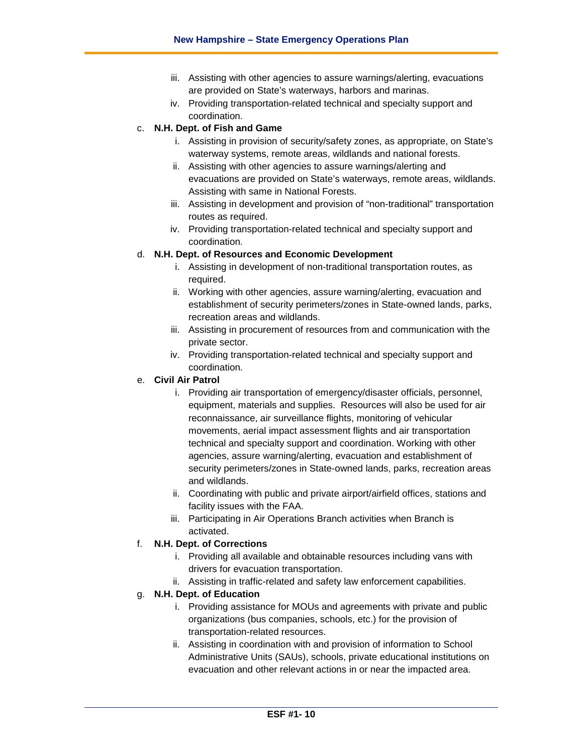iii. Assisting with other agencies to assure warnings/alerting, evacuations are provided on State's waterways, harbors and marinas.
   iv. Providing transportation-related technical and specialty support and coordination.

c. **N.H. Dept. of Fish and Game**
   i. Assisting in provision of security/safety zones, as appropriate, on State's waterway systems, remote areas, wildlands and national forests.
   ii. Assisting with other agencies to assure warnings/alerting and evacuations are provided on State's waterways, remote areas, wildlands. Assisting with same in National Forests.
   iii. Assisting in development and provision of "non-traditional" transportation routes as required.
   iv. Providing transportation-related technical and specialty support and coordination.

d. **N.H. Dept. of Resources and Economic Development**
   i. Assisting in development of non-traditional transportation routes, as required.
   ii. Working with other agencies, assure warning/alerting, evacuation and establishment of security perimeters/zones in State-owned lands, parks, recreation areas and wildlands.
   iii. Assisting in procurement of resources from and communication with the private sector.
   iv. Providing transportation-related technical and specialty support and coordination.

e. **Civil Air Patrol**
   i. Providing air transportation of emergency/disaster officials, personnel, equipment, materials and supplies. Resources will also be used for air reconnaissance, air surveillance flights, monitoring of vehicular movements, aerial impact assessment flights and air transportation technical and specialty support and coordination. Working with other agencies, assure warning/alerting, evacuation and establishment of security perimeters/zones in State-owned lands, parks, recreation areas and wildlands.
   ii. Coordinating with public and private airport/airfield offices, stations and facility issues with the FAA.
   iii. Participating in Air Operations Branch activities when Branch is activated.

f. **N.H. Dept. of Corrections**
   i. Providing all available and obtainable resources including vans with drivers for evacuation transportation.
   ii. Assisting in traffic-related and safety law enforcement capabilities.

g. **N.H. Dept. of Education**
   i. Providing assistance for MOUs and agreements with private and public organizations (bus companies, schools, etc.) for the provision of transportation-related resources.
   ii. Assisting in coordination with and provision of information to School Administrative Units (SAUs), schools, private educational institutions on evacuation and other relevant actions in or near the impacted area.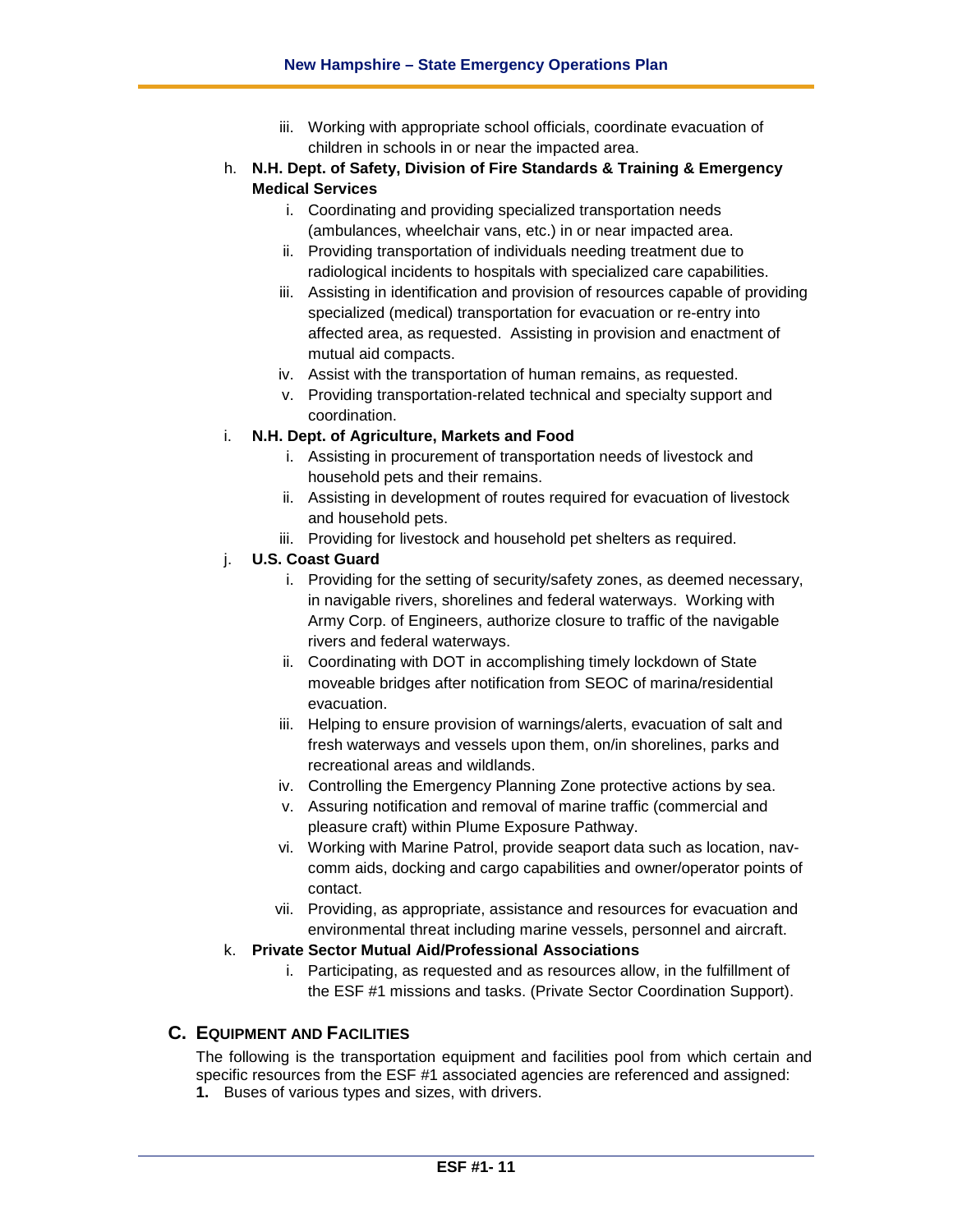iii. Working with appropriate school officials, coordinate evacuation of children in schools in or near the impacted area.

h. **N.H. Dept. of Safety, Division of Fire Standards & Training & Emergency Medical Services**
   i. Coordinating and providing specialized transportation needs (ambulances, wheelchair vans, etc.) in or near impacted area.
   ii. Providing transportation of individuals needing treatment due to radiological incidents to hospitals with specialized care capabilities.
   iii. Assisting in identification and provision of resources capable of providing specialized (medical) transportation for evacuation or re-entry into affected area, as requested. Assisting in provision and enactment of mutual aid compacts.
   iv. Assist with the transportation of human remains, as requested.
   v. Providing transportation-related technical and specialty support and coordination.

i. **N.H. Dept. of Agriculture, Markets and Food**
   i. Assisting in procurement of transportation needs of livestock and household pets and their remains.
   ii. Assisting in development of routes required for evacuation of livestock and household pets.
   iii. Providing for livestock and household pet shelters as required.

j. **U.S. Coast Guard**
   i. Providing for the setting of security/safety zones, as deemed necessary, in navigable rivers, shorelines and federal waterways. Working with Army Corp. of Engineers, authorize closure to traffic of the navigable rivers and federal waterways.
   ii. Coordinating with DOT in accomplishing timely lockdown of State moveable bridges after notification from SEOC of marina/residential evacuation.
   iii. Helping to ensure provision of warnings/alerts, evacuation of salt and fresh waterways and vessels upon them, on/in shorelines, parks and recreational areas and wildlands.
   iv. Controlling the Emergency Planning Zone protective actions by sea.
   v. Assuring notification and removal of marine traffic (commercial and pleasure craft) within Plume Exposure Pathway.
   vi. Working with Marine Patrol, provide seaport data such as location, nav-comm aids, docking and cargo capabilities and owner/operator points of contact.
   vii. Providing, as appropriate, assistance and resources for evacuation and environmental threat including marine vessels, personnel and aircraft.

k. **Private Sector Mutual Aid/Professional Associations**
   i. Participating, as requested and as resources allow, in the fulfillment of the ESF #1 missions and tasks. (Private Sector Coordination Support).

## C. Equipment and Facilities

The following is the transportation equipment and facilities pool from which certain and specific resources from the ESF #1 associated agencies are referenced and assigned:

**1.** Buses of various types and sizes, with drivers.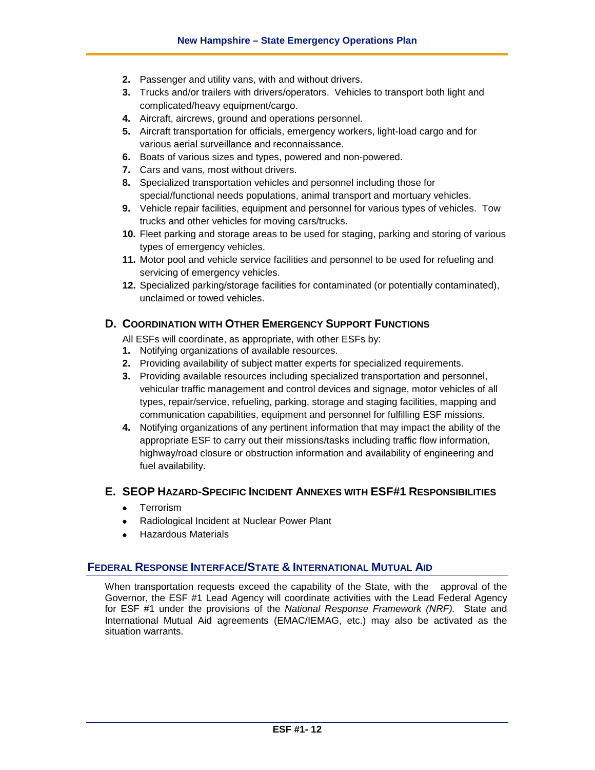2. Passenger and utility vans, with and without drivers.
3. Trucks and/or trailers with drivers/operators. Vehicles to transport both light and complicated/heavy equipment/cargo.
4. Aircraft, aircrews, ground and operations personnel.
5. Aircraft transportation for officials, emergency workers, light-load cargo and for various aerial surveillance and reconnaissance.
6. Boats of various sizes and types, powered and non-powered.
7. Cars and vans, most without drivers.
8. Specialized transportation vehicles and personnel including those for special/functional needs populations, animal transport and mortuary vehicles.
9. Vehicle repair facilities, equipment and personnel for various types of vehicles. Tow trucks and other vehicles for moving cars/trucks.
10. Fleet parking and storage areas to be used for staging, parking and storing of various types of emergency vehicles.
11. Motor pool and vehicle service facilities and personnel to be used for refueling and servicing of emergency vehicles.
12. Specialized parking/storage facilities for contaminated (or potentially contaminated), unclaimed or towed vehicles.

### D. Coordination with Other Emergency Support Functions

All ESFs will coordinate, as appropriate, with other ESFs by:

1. Notifying organizations of available resources.
2. Providing availability of subject matter experts for specialized requirements.
3. Providing available resources including specialized transportation and personnel, vehicular traffic management and control devices and signage, motor vehicles of all types, repair/service, refueling, parking, storage and staging facilities, mapping and communication capabilities, equipment and personnel for fulfilling ESF missions.
4. Notifying organizations of any pertinent information that may impact the ability of the appropriate ESF to carry out their missions/tasks including traffic flow information, highway/road closure or obstruction information and availability of engineering and fuel availability.

### E. SEOP Hazard-Specific Incident Annexes with ESF#1 Responsibilities

- Terrorism
- Radiological Incident at Nuclear Power Plant
- Hazardous Materials

## Federal Response Interface/State & International Mutual Aid

When transportation requests exceed the capability of the State, with the approval of the Governor, the ESF #1 Lead Agency will coordinate activities with the Lead Federal Agency for ESF #1 under the provisions of the *National Response Framework (NRF).* State and International Mutual Aid agreements (EMAC/IEMAG, etc.) may also be activated as the situation warrants.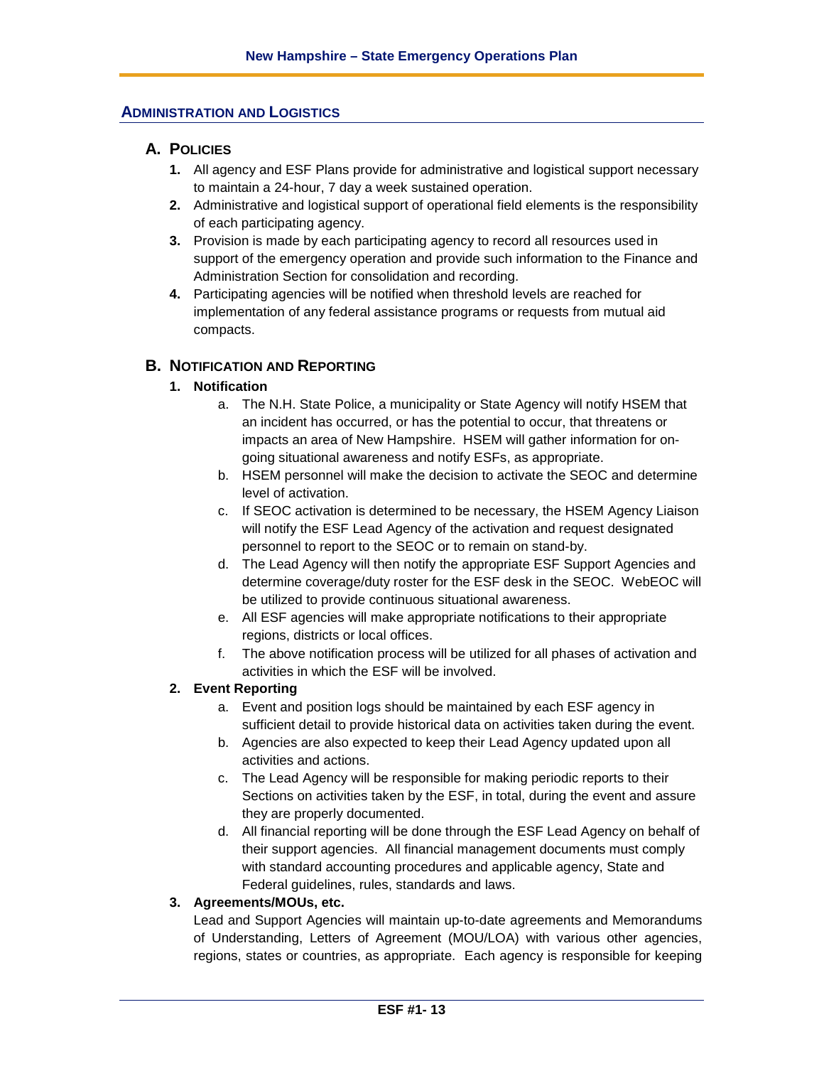## ADMINISTRATION AND LOGISTICS

### A. POLICIES

1. All agency and ESF Plans provide for administrative and logistical support necessary to maintain a 24-hour, 7 day a week sustained operation.
2. Administrative and logistical support of operational field elements is the responsibility of each participating agency.
3. Provision is made by each participating agency to record all resources used in support of the emergency operation and provide such information to the Finance and Administration Section for consolidation and recording.
4. Participating agencies will be notified when threshold levels are reached for implementation of any federal assistance programs or requests from mutual aid compacts.

### B. NOTIFICATION AND REPORTING

**1. Notification**

a. The N.H. State Police, a municipality or State Agency will notify HSEM that an incident has occurred, or has the potential to occur, that threatens or impacts an area of New Hampshire. HSEM will gather information for on-going situational awareness and notify ESFs, as appropriate.

b. HSEM personnel will make the decision to activate the SEOC and determine level of activation.

c. If SEOC activation is determined to be necessary, the HSEM Agency Liaison will notify the ESF Lead Agency of the activation and request designated personnel to report to the SEOC or to remain on stand-by.

d. The Lead Agency will then notify the appropriate ESF Support Agencies and determine coverage/duty roster for the ESF desk in the SEOC. WebEOC will be utilized to provide continuous situational awareness.

e. All ESF agencies will make appropriate notifications to their appropriate regions, districts or local offices.

f. The above notification process will be utilized for all phases of activation and activities in which the ESF will be involved.

**2. Event Reporting**

a. Event and position logs should be maintained by each ESF agency in sufficient detail to provide historical data on activities taken during the event.

b. Agencies are also expected to keep their Lead Agency updated upon all activities and actions.

c. The Lead Agency will be responsible for making periodic reports to their Sections on activities taken by the ESF, in total, during the event and assure they are properly documented.

d. All financial reporting will be done through the ESF Lead Agency on behalf of their support agencies. All financial management documents must comply with standard accounting procedures and applicable agency, State and Federal guidelines, rules, standards and laws.

**3. Agreements/MOUs, etc.**

Lead and Support Agencies will maintain up-to-date agreements and Memorandums of Understanding, Letters of Agreement (MOU/LOA) with various other agencies, regions, states or countries, as appropriate. Each agency is responsible for keeping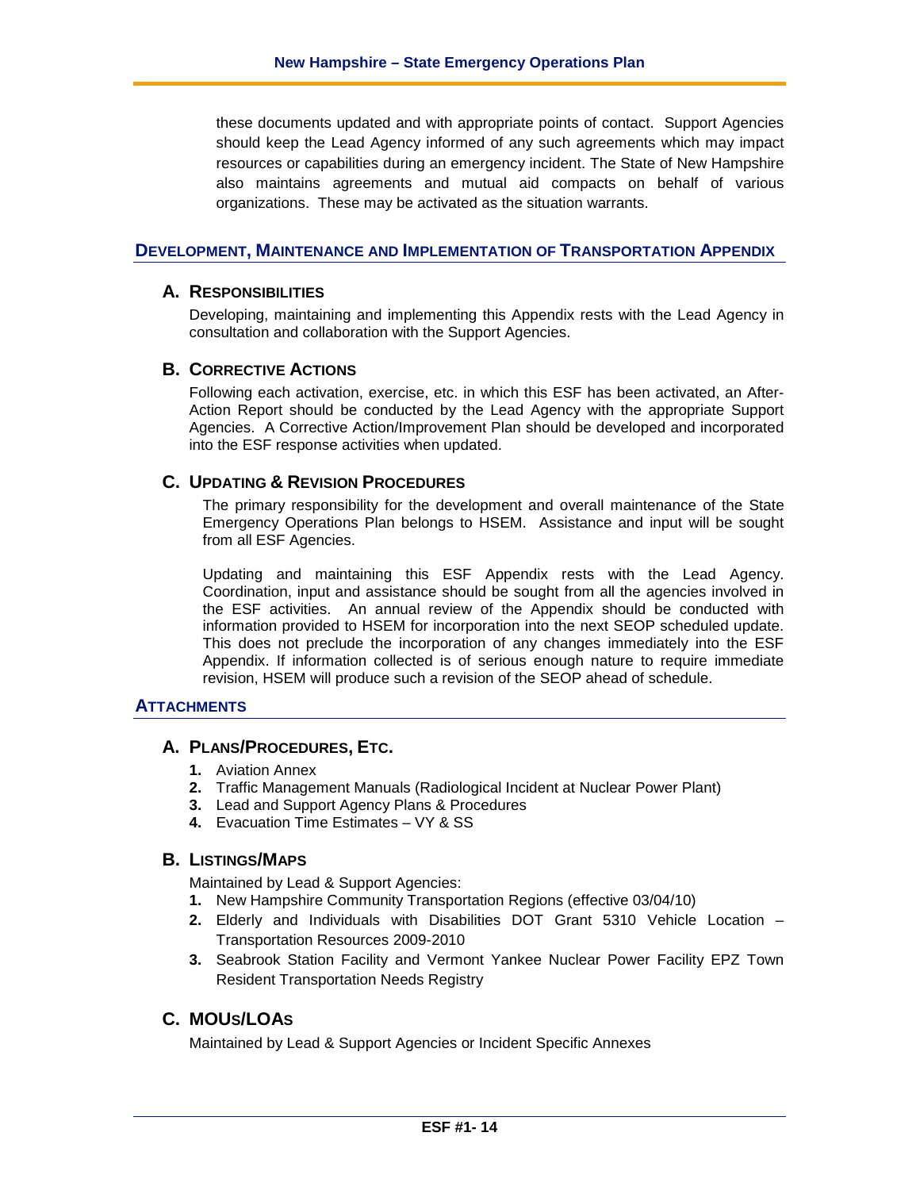these documents updated and with appropriate points of contact. Support Agencies should keep the Lead Agency informed of any such agreements which may impact resources or capabilities during an emergency incident. The State of New Hampshire also maintains agreements and mutual aid compacts on behalf of various organizations. These may be activated as the situation warrants.

## DEVELOPMENT, MAINTENANCE AND IMPLEMENTATION OF TRANSPORTATION APPENDIX

### A. RESPONSIBILITIES

Developing, maintaining and implementing this Appendix rests with the Lead Agency in consultation and collaboration with the Support Agencies.

### B. CORRECTIVE ACTIONS

Following each activation, exercise, etc. in which this ESF has been activated, an After-Action Report should be conducted by the Lead Agency with the appropriate Support Agencies. A Corrective Action/Improvement Plan should be developed and incorporated into the ESF response activities when updated.

### C. UPDATING & REVISION PROCEDURES

The primary responsibility for the development and overall maintenance of the State Emergency Operations Plan belongs to HSEM. Assistance and input will be sought from all ESF Agencies.

Updating and maintaining this ESF Appendix rests with the Lead Agency. Coordination, input and assistance should be sought from all the agencies involved in the ESF activities. An annual review of the Appendix should be conducted with information provided to HSEM for incorporation into the next SEOP scheduled update. This does not preclude the incorporation of any changes immediately into the ESF Appendix. If information collected is of serious enough nature to require immediate revision, HSEM will produce such a revision of the SEOP ahead of schedule.

## ATTACHMENTS

### A. PLANS/PROCEDURES, ETC.

1. Aviation Annex
2. Traffic Management Manuals (Radiological Incident at Nuclear Power Plant)
3. Lead and Support Agency Plans & Procedures
4. Evacuation Time Estimates – VY & SS

### B. LISTINGS/MAPS

Maintained by Lead & Support Agencies:

1. New Hampshire Community Transportation Regions (effective 03/04/10)
2. Elderly and Individuals with Disabilities DOT Grant 5310 Vehicle Location – Transportation Resources 2009-2010
3. Seabrook Station Facility and Vermont Yankee Nuclear Power Facility EPZ Town Resident Transportation Needs Registry

### C. MOUS/LOAS

Maintained by Lead & Support Agencies or Incident Specific Annexes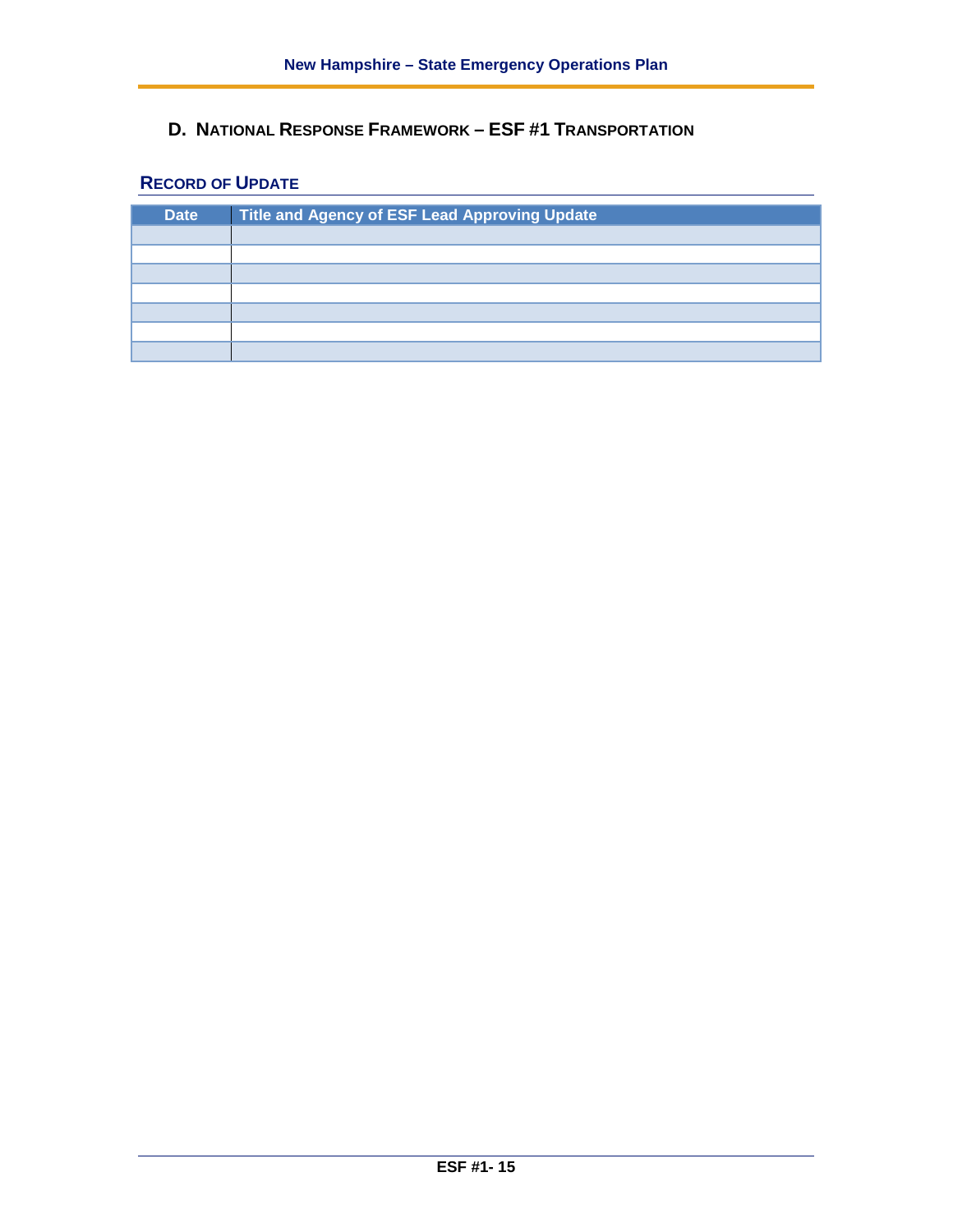## D. National Response Framework – ESF #1 Transportation

### Record of Update

| Date | Title and Agency of ESF Lead Approving Update |
|---|---|
| | |
| | |
| | |
| | |
| | |
| | |
| | |